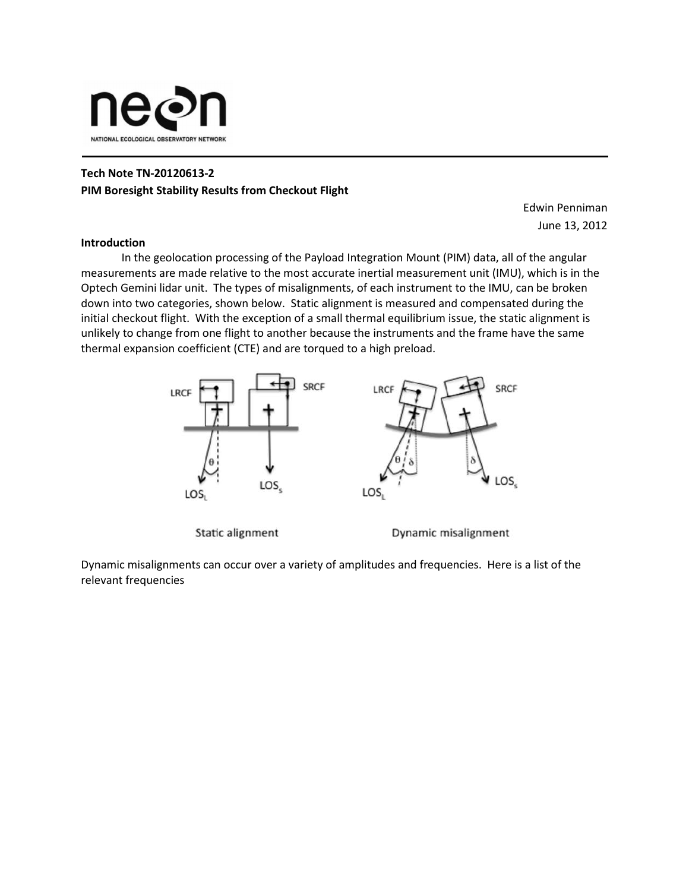NATIONAL ECOLOGICAL OBSERVATORY NETWORK

**Tech Note TN-20120613-2**
**PIM Boresight Stability Results from Checkout Flight**

Edwin Penniman
June 13, 2012

**Introduction**

In the geolocation processing of the Payload Integration Mount (PIM) data, all of the angular measurements are made relative to the most accurate inertial measurement unit (IMU), which is in the Optech Gemini lidar unit. The types of misalignments, of each instrument to the IMU, can be broken down into two categories, shown below. Static alignment is measured and compensated during the initial checkout flight. With the exception of a small thermal equilibrium issue, the static alignment is unlikely to change from one flight to another because the instruments and the frame have the same thermal expansion coefficient (CTE) and are torqued to a high preload.

Static alignment          Dynamic misalignment

Dynamic misalignments can occur over a variety of amplitudes and frequencies. Here is a list of the relevant frequencies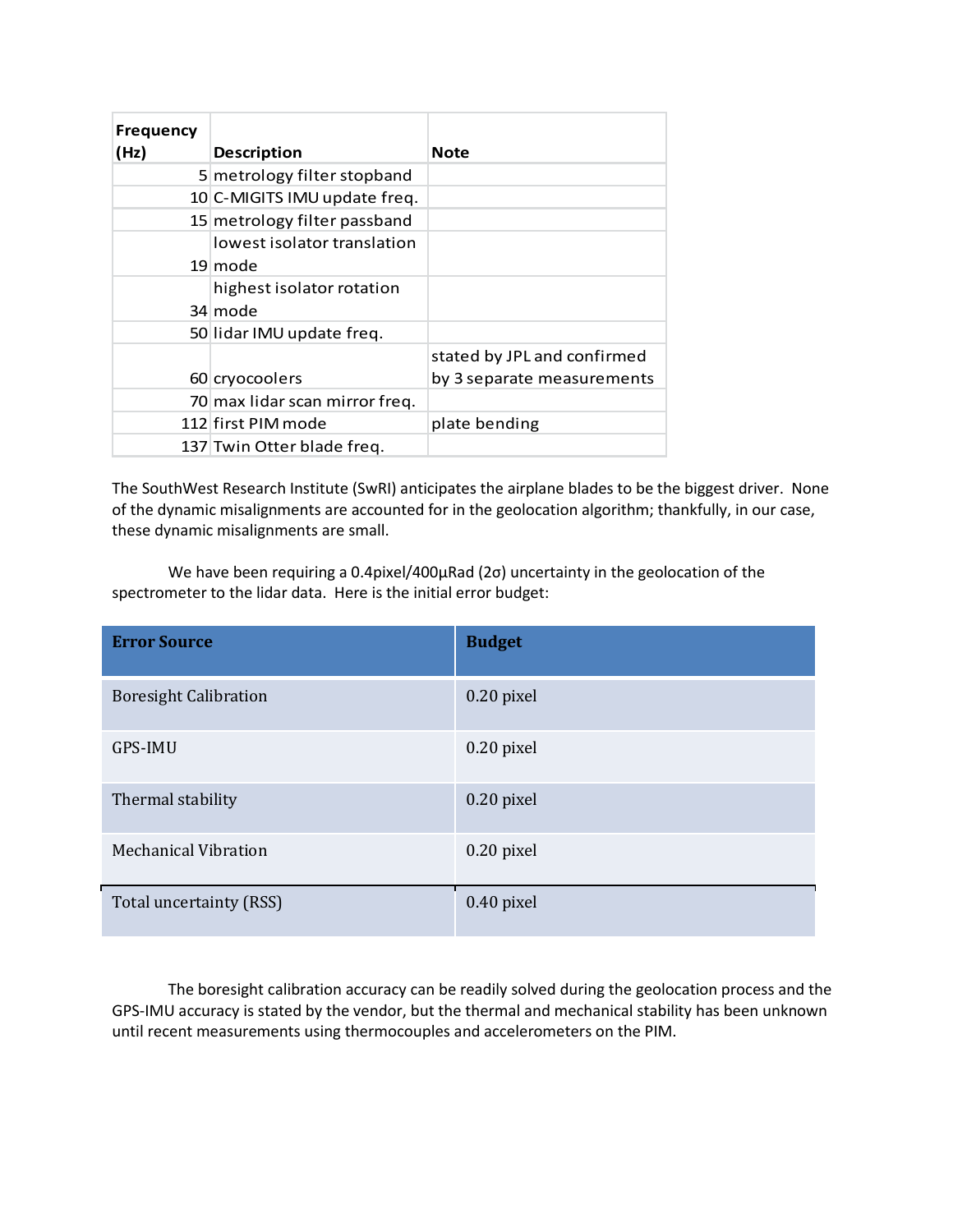| Frequency (Hz) | Description | Note |
|---|---|---|
| 5 | metrology filter stopband | |
| 10 | C-MIGITS IMU update freq. | |
| 15 | metrology filter passband | |
| 19 | lowest isolator translation mode | |
| 34 | highest isolator rotation mode | |
| 50 | lidar IMU update freq. | |
| 60 | cryocoolers | stated by JPL and confirmed by 3 separate measurements |
| 70 | max lidar scan mirror freq. | |
| 112 | first PIM mode | plate bending |
| 137 | Twin Otter blade freq. | |

The SouthWest Research Institute (SwRI) anticipates the airplane blades to be the biggest driver. None of the dynamic misalignments are accounted for in the geolocation algorithm; thankfully, in our case, these dynamic misalignments are small.

We have been requiring a 0.4pixel/400μRad (2σ) uncertainty in the geolocation of the spectrometer to the lidar data. Here is the initial error budget:

| Error Source | Budget |
|---|---|
| Boresight Calibration | 0.20 pixel |
| GPS-IMU | 0.20 pixel |
| Thermal stability | 0.20 pixel |
| Mechanical Vibration | 0.20 pixel |
| Total uncertainty (RSS) | 0.40 pixel |

The boresight calibration accuracy can be readily solved during the geolocation process and the GPS-IMU accuracy is stated by the vendor, but the thermal and mechanical stability has been unknown until recent measurements using thermocouples and accelerometers on the PIM.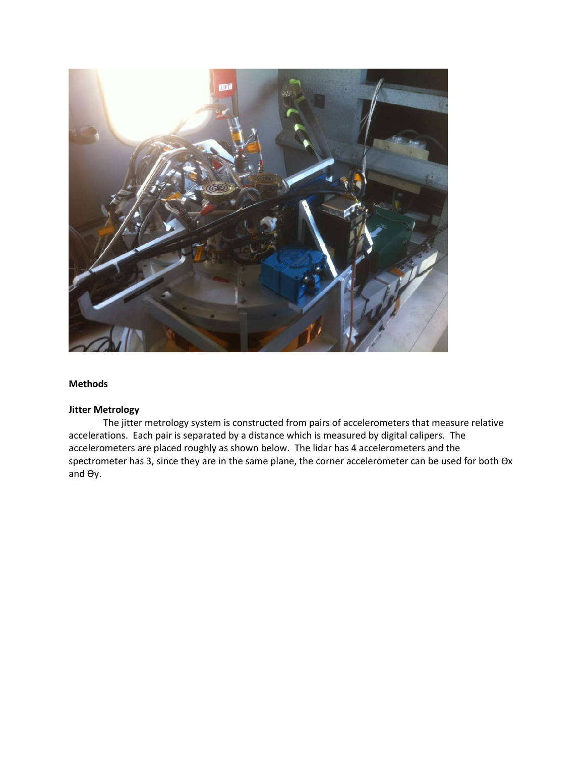**Methods**

**Jitter Metrology**

The jitter metrology system is constructed from pairs of accelerometers that measure relative accelerations. Each pair is separated by a distance which is measured by digital calipers. The accelerometers are placed roughly as shown below. The lidar has 4 accelerometers and the spectrometer has 3, since they are in the same plane, the corner accelerometer can be used for both $\Theta x$ and $\Theta y$.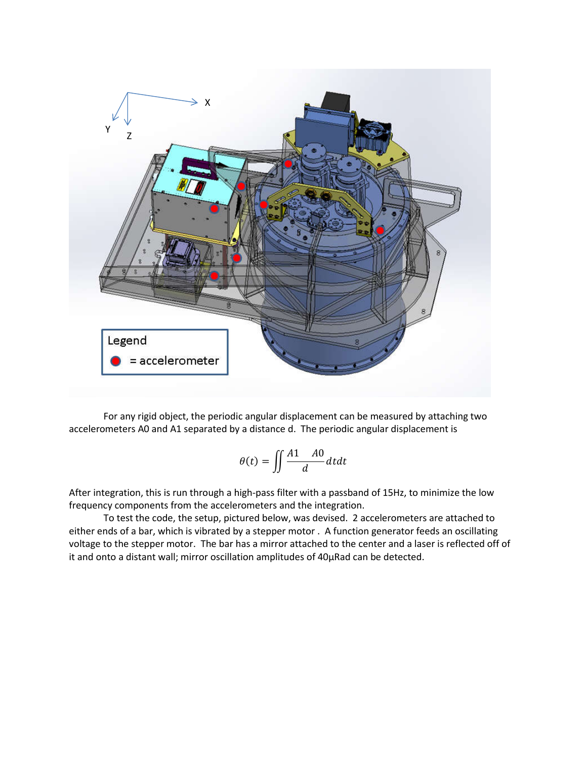For any rigid object, the periodic angular displacement can be measured by attaching two accelerometers A0 and A1 separated by a distance d. The periodic angular displacement is

$$\theta(t) = \iint \frac{A1 - A0}{d} \, dt dt$$

After integration, this is run through a high-pass filter with a passband of 15Hz, to minimize the low frequency components from the accelerometers and the integration.

To test the code, the setup, pictured below, was devised. 2 accelerometers are attached to either ends of a bar, which is vibrated by a stepper motor . A function generator feeds an oscillating voltage to the stepper motor. The bar has a mirror attached to the center and a laser is reflected off of it and onto a distant wall; mirror oscillation amplitudes of 40µRad can be detected.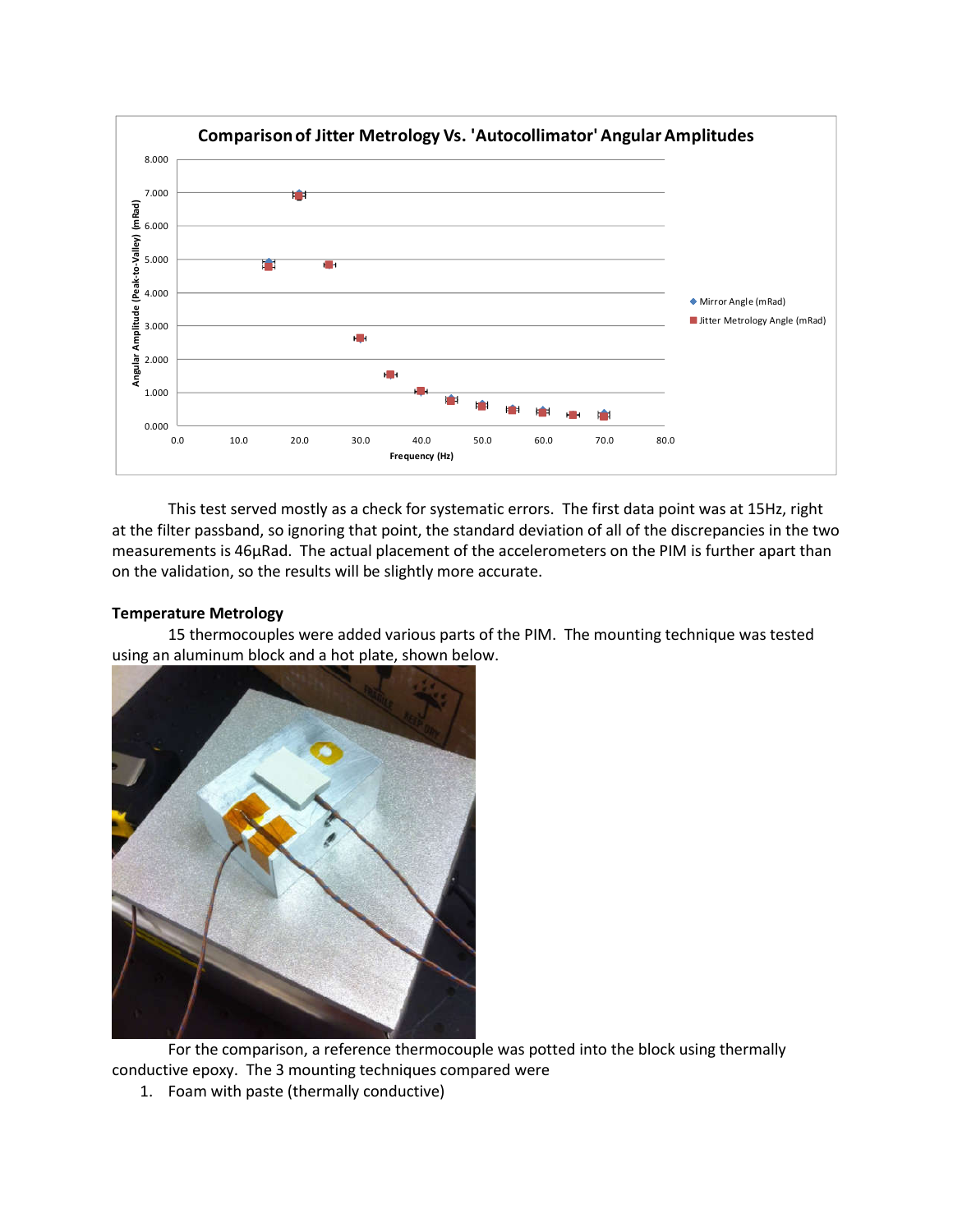This test served mostly as a check for systematic errors. The first data point was at 15Hz, right at the filter passband, so ignoring that point, the standard deviation of all of the discrepancies in the two measurements is 46µRad. The actual placement of the accelerometers on the PIM is further apart than on the validation, so the results will be slightly more accurate.

**Temperature Metrology**

15 thermocouples were added various parts of the PIM. The mounting technique was tested using an aluminum block and a hot plate, shown below.

For the comparison, a reference thermocouple was potted into the block using thermally conductive epoxy. The 3 mounting techniques compared were

1. Foam with paste (thermally conductive)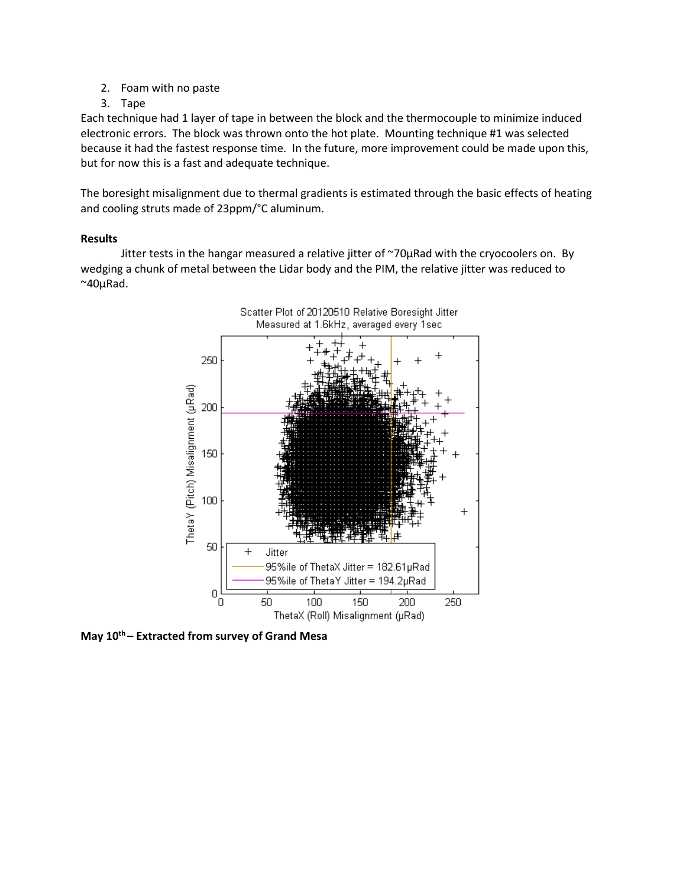2. Foam with no paste
3. Tape

Each technique had 1 layer of tape in between the block and the thermocouple to minimize induced electronic errors. The block was thrown onto the hot plate. Mounting technique #1 was selected because it had the fastest response time. In the future, more improvement could be made upon this, but for now this is a fast and adequate technique.

The boresight misalignment due to thermal gradients is estimated through the basic effects of heating and cooling struts made of 23ppm/°C aluminum.

**Results**

Jitter tests in the hangar measured a relative jitter of ~70µRad with the cryocoolers on. By wedging a chunk of metal between the Lidar body and the PIM, the relative jitter was reduced to ~40µRad.

**May 10th – Extracted from survey of Grand Mesa**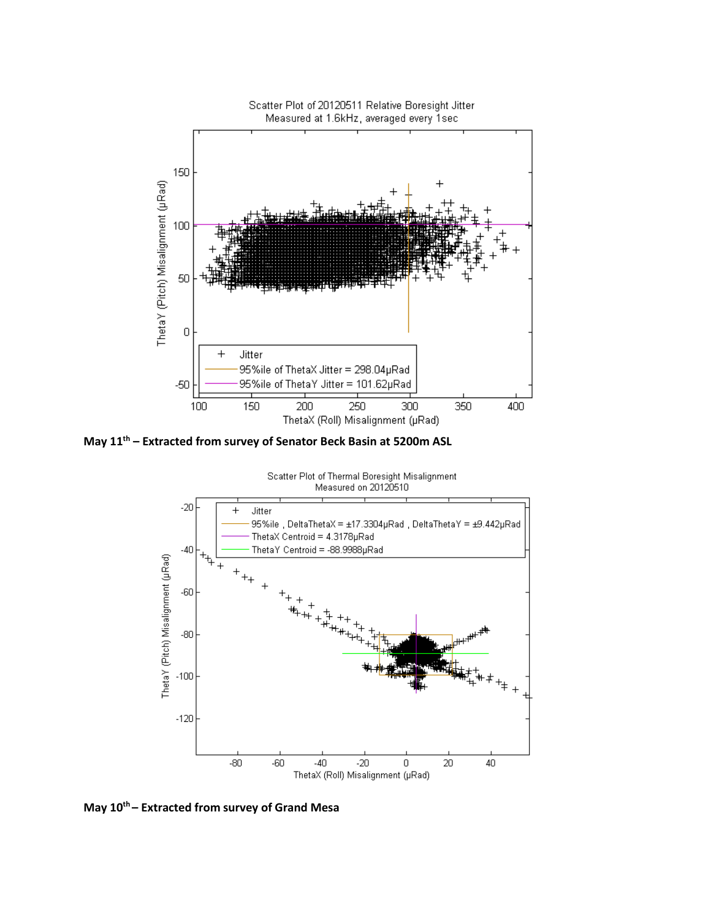**May 11th – Extracted from survey of Senator Beck Basin at 5200m ASL**

**May 10th – Extracted from survey of Grand Mesa**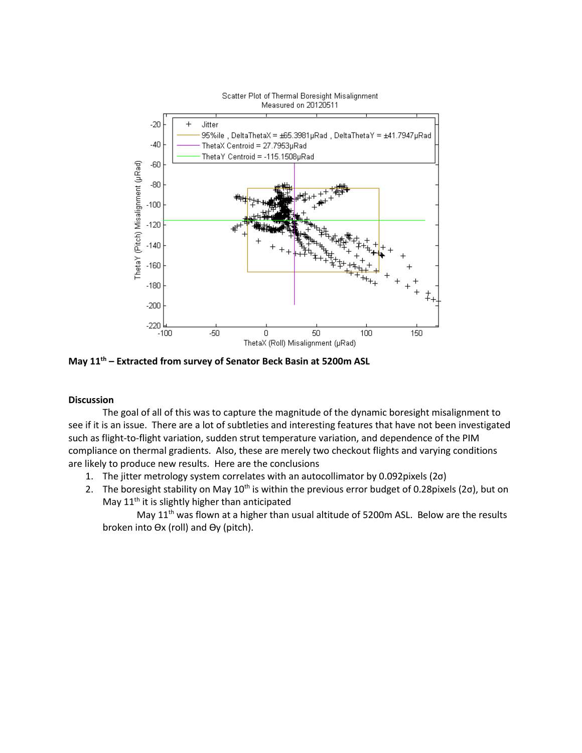**May 11th – Extracted from survey of Senator Beck Basin at 5200m ASL**

**Discussion**

The goal of all of this was to capture the magnitude of the dynamic boresight misalignment to see if it is an issue. There are a lot of subtleties and interesting features that have not been investigated such as flight-to-flight variation, sudden strut temperature variation, and dependence of the PIM compliance on thermal gradients. Also, these are merely two checkout flights and varying conditions are likely to produce new results. Here are the conclusions

1. The jitter metrology system correlates with an autocollimator by 0.092pixels (2σ)
2. The boresight stability on May 10th is within the previous error budget of 0.28pixels (2σ), but on May 11th it is slightly higher than anticipated

   May 11th was flown at a higher than usual altitude of 5200m ASL. Below are the results broken into Θx (roll) and Θy (pitch).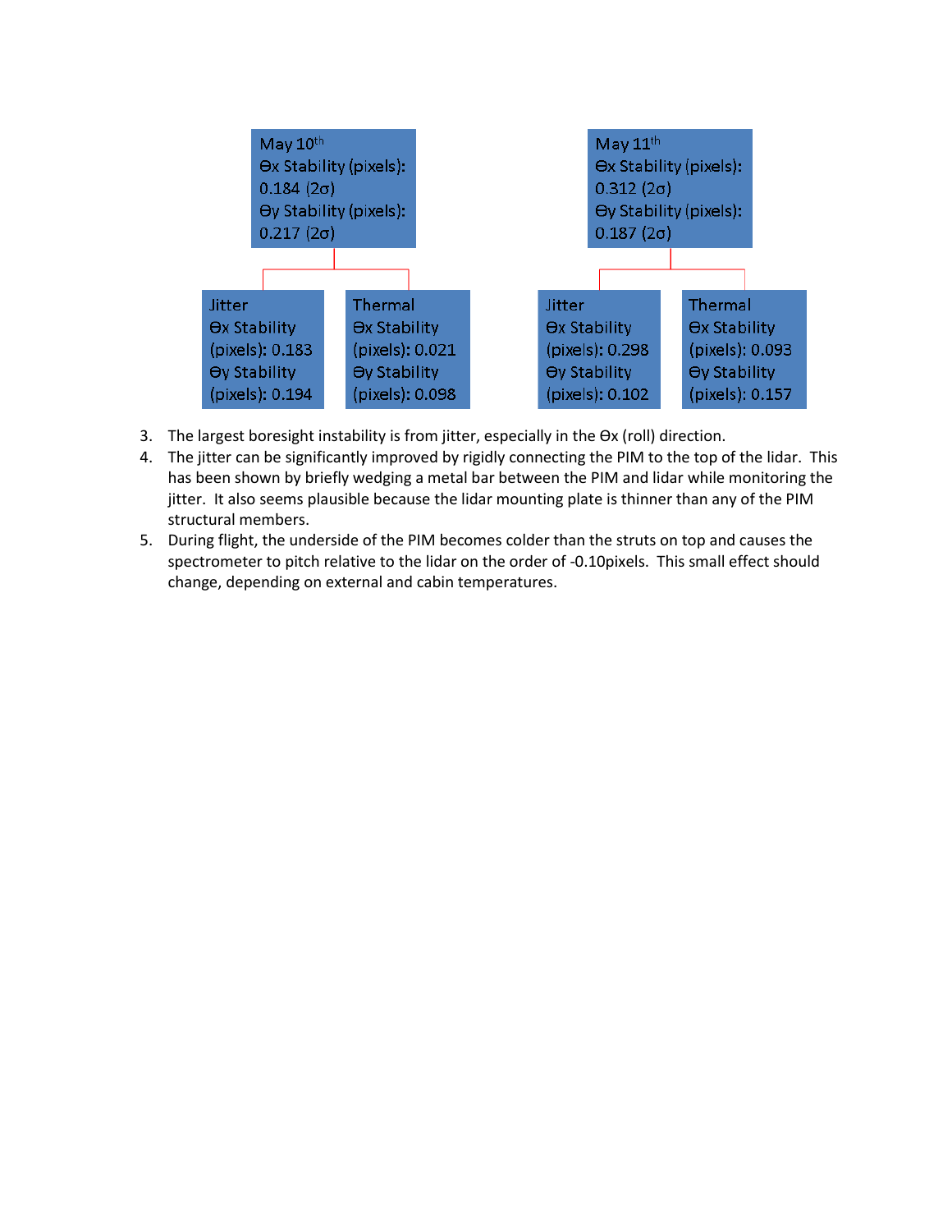May 10th
Θx Stability (pixels): 0.184 (2σ)
Θy Stability (pixels): 0.217 (2σ)

Jitter
Θx Stability (pixels): 0.183
Θy Stability (pixels): 0.194

Thermal
Θx Stability (pixels): 0.021
Θy Stability (pixels): 0.098

May 11th
Θx Stability (pixels): 0.312 (2σ)
Θy Stability (pixels): 0.187 (2σ)

Jitter
Θx Stability (pixels): 0.298
Θy Stability (pixels): 0.102

Thermal
Θx Stability (pixels): 0.093
Θy Stability (pixels): 0.157

3. The largest boresight instability is from jitter, especially in the Θx (roll) direction.
4. The jitter can be significantly improved by rigidly connecting the PIM to the top of the lidar. This has been shown by briefly wedging a metal bar between the PIM and lidar while monitoring the jitter. It also seems plausible because the lidar mounting plate is thinner than any of the PIM structural members.
5. During flight, the underside of the PIM becomes colder than the struts on top and causes the spectrometer to pitch relative to the lidar on the order of -0.10pixels. This small effect should change, depending on external and cabin temperatures.